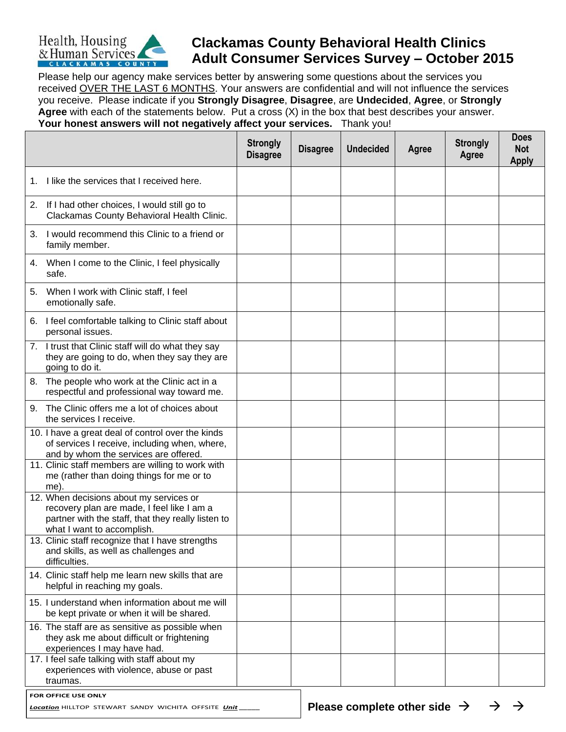Health, Housing & Human Services
CLACKAMAS COUNTY

# Clackamas County Behavioral Health Clinics Adult Consumer Services Survey – October 2015

Please help our agency make services better by answering some questions about the services you received OVER THE LAST 6 MONTHS. Your answers are confidential and will not influence the services you receive. Please indicate if you **Strongly Disagree**, **Disagree**, are **Undecided**, **Agree**, or **Strongly Agree** with each of the statements below. Put a cross (X) in the box that best describes your answer.
**Your honest answers will not negatively affect your services.** Thank you!

| | Strongly Disagree | Disagree | Undecided | Agree | Strongly Agree | Does Not Apply |
|---|---|---|---|---|---|---|
| 1. I like the services that I received here. | | | | | | |
| 2. If I had other choices, I would still go to Clackamas County Behavioral Health Clinic. | | | | | | |
| 3. I would recommend this Clinic to a friend or family member. | | | | | | |
| 4. When I come to the Clinic, I feel physically safe. | | | | | | |
| 5. When I work with Clinic staff, I feel emotionally safe. | | | | | | |
| 6. I feel comfortable talking to Clinic staff about personal issues. | | | | | | |
| 7. I trust that Clinic staff will do what they say they are going to do, when they say they are going to do it. | | | | | | |
| 8. The people who work at the Clinic act in a respectful and professional way toward me. | | | | | | |
| 9. The Clinic offers me a lot of choices about the services I receive. | | | | | | |
| 10. I have a great deal of control over the kinds of services I receive, including when, where, and by whom the services are offered. | | | | | | |
| 11. Clinic staff members are willing to work with me (rather than doing things for me or to me). | | | | | | |
| 12. When decisions about my services or recovery plan are made, I feel like I am a partner with the staff, that they really listen to what I want to accomplish. | | | | | | |
| 13. Clinic staff recognize that I have strengths and skills, as well as challenges and difficulties. | | | | | | |
| 14. Clinic staff help me learn new skills that are helpful in reaching my goals. | | | | | | |
| 15. I understand when information about me will be kept private or when it will be shared. | | | | | | |
| 16. The staff are as sensitive as possible when they ask me about difficult or frightening experiences I may have had. | | | | | | |
| 17. I feel safe talking with staff about my experiences with violence, abuse or past traumas. | | | | | | |

**FOR OFFICE USE ONLY**
*Location* HILLTOP STEWART SANDY WICHITA OFFSITE *Unit* _____

**Please complete other side → → →**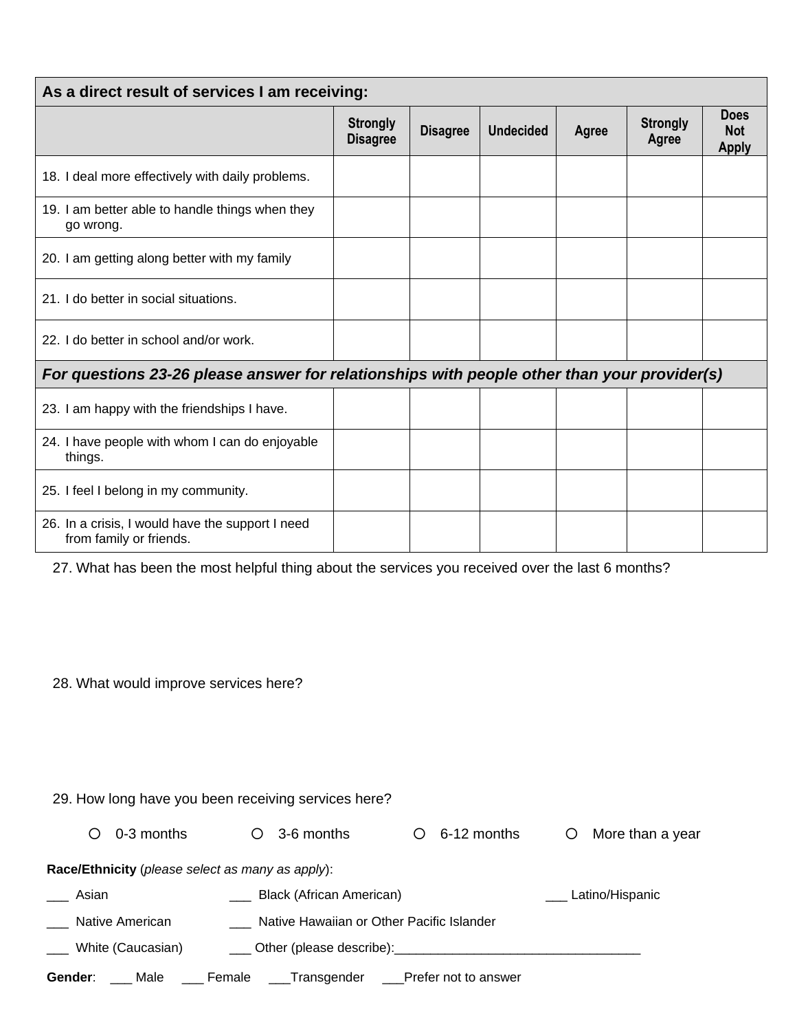| As a direct result of services I am receiving: | | | | | | |
|---|---|---|---|---|---|---|
| | **Strongly Disagree** | **Disagree** | **Undecided** | **Agree** | **Strongly Agree** | **Does Not Apply** |
| 18. I deal more effectively with daily problems. | | | | | | |
| 19. I am better able to handle things when they go wrong. | | | | | | |
| 20. I am getting along better with my family | | | | | | |
| 21. I do better in social situations. | | | | | | |
| 22. I do better in school and/or work. | | | | | | |
| ***For questions 23-26 please answer for relationships with people other than your provider(s)*** | | | | | | |
| 23. I am happy with the friendships I have. | | | | | | |
| 24. I have people with whom I can do enjoyable things. | | | | | | |
| 25. I feel I belong in my community. | | | | | | |
| 26. In a crisis, I would have the support I need from family or friends. | | | | | | |

27. What has been the most helpful thing about the services you received over the last 6 months?

28. What would improve services here?

29. How long have you been receiving services here?

○ 0-3 months ○ 3-6 months ○ 6-12 months ○ More than a year

**Race/Ethnicity** (*please select as many as apply*):

___ Asian ___ Black (African American) ___ Latino/Hispanic

___ Native American ___ Native Hawaiian or Other Pacific Islander

___ White (Caucasian) ___ Other (please describe):__________________________________

**Gender**: ___ Male ___ Female ___Transgender ___Prefer not to answer